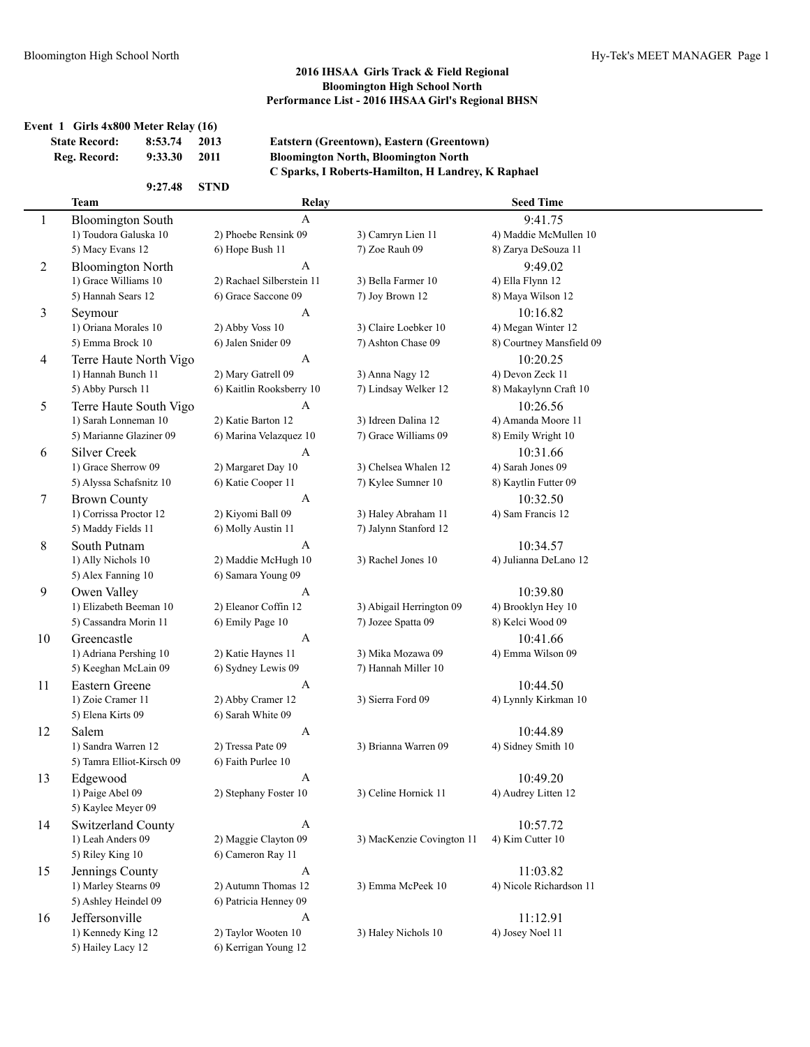## 2016 IHSAA Girls Track & Field Regional
## Bloomington High School North
## Performance List - 2016 IHSAA Girl's Regional BHSN

### Event 1 Girls 4x800 Meter Relay (16)

| | | | |
|---|---|---|---|
| **State Record:** | **8:53.74** | **2013** | **Eatstern (Greentown), Eastern (Greentown)** |
| **Reg. Record:** | **9:33.30** | **2011** | **Bloomington North, Bloomington North** |
| | | | **C Sparks, I Roberts-Hamilton, H Landrey, K Raphael** |
| | **9:27.48** | **STND** | |

| | Team | Relay | | Seed Time |
|---|---|---|---|---|
| 1 | Bloomington South | A | | 9:41.75 |
| | 1) Toudora Galuska 10 | 2) Phoebe Rensink 09 | 3) Camryn Lien 11 | 4) Maddie McMullen 10 |
| | 5) Macy Evans 12 | 6) Hope Bush 11 | 7) Zoe Rauh 09 | 8) Zarya DeSouza 11 |
| 2 | Bloomington North | A | | 9:49.02 |
| | 1) Grace Williams 10 | 2) Rachael Silberstein 11 | 3) Bella Farmer 10 | 4) Ella Flynn 12 |
| | 5) Hannah Sears 12 | 6) Grace Saccone 09 | 7) Joy Brown 12 | 8) Maya Wilson 12 |
| 3 | Seymour | A | | 10:16.82 |
| | 1) Oriana Morales 10 | 2) Abby Voss 10 | 3) Claire Loebker 10 | 4) Megan Winter 12 |
| | 5) Emma Brock 10 | 6) Jalen Snider 09 | 7) Ashton Chase 09 | 8) Courtney Mansfield 09 |
| 4 | Terre Haute North Vigo | A | | 10:20.25 |
| | 1) Hannah Bunch 11 | 2) Mary Gatrell 09 | 3) Anna Nagy 12 | 4) Devon Zeck 11 |
| | 5) Abby Pursch 11 | 6) Kaitlin Rooksberry 10 | 7) Lindsay Welker 12 | 8) Makaylynn Craft 10 |
| 5 | Terre Haute South Vigo | A | | 10:26.56 |
| | 1) Sarah Lonneman 10 | 2) Katie Barton 12 | 3) Idreen Dalina 12 | 4) Amanda Moore 11 |
| | 5) Marianne Glaziner 09 | 6) Marina Velazquez 10 | 7) Grace Williams 09 | 8) Emily Wright 10 |
| 6 | Silver Creek | A | | 10:31.66 |
| | 1) Grace Sherrow 09 | 2) Margaret Day 10 | 3) Chelsea Whalen 12 | 4) Sarah Jones 09 |
| | 5) Alyssa Schafsnitz 10 | 6) Katie Cooper 11 | 7) Kylee Sumner 10 | 8) Kaytlin Futter 09 |
| 7 | Brown County | A | | 10:32.50 |
| | 1) Corrissa Proctor 12 | 2) Kiyomi Ball 09 | 3) Haley Abraham 11 | 4) Sam Francis 12 |
| | 5) Maddy Fields 11 | 6) Molly Austin 11 | 7) Jalynn Stanford 12 | |
| 8 | South Putnam | A | | 10:34.57 |
| | 1) Ally Nichols 10 | 2) Maddie McHugh 10 | 3) Rachel Jones 10 | 4) Julianna DeLano 12 |
| | 5) Alex Fanning 10 | 6) Samara Young 09 | | |
| 9 | Owen Valley | A | | 10:39.80 |
| | 1) Elizabeth Beeman 10 | 2) Eleanor Coffin 12 | 3) Abigail Herrington 09 | 4) Brooklyn Hey 10 |
| | 5) Cassandra Morin 11 | 6) Emily Page 10 | 7) Jozee Spatta 09 | 8) Kelci Wood 09 |
| 10 | Greencastle | A | | 10:41.66 |
| | 1) Adriana Pershing 10 | 2) Katie Haynes 11 | 3) Mika Mozawa 09 | 4) Emma Wilson 09 |
| | 5) Keeghan McLain 09 | 6) Sydney Lewis 09 | 7) Hannah Miller 10 | |
| 11 | Eastern Greene | A | | 10:44.50 |
| | 1) Zoie Cramer 11 | 2) Abby Cramer 12 | 3) Sierra Ford 09 | 4) Lynnly Kirkman 10 |
| | 5) Elena Kirts 09 | 6) Sarah White 09 | | |
| 12 | Salem | A | | 10:44.89 |
| | 1) Sandra Warren 12 | 2) Tressa Pate 09 | 3) Brianna Warren 09 | 4) Sidney Smith 10 |
| | 5) Tamra Elliot-Kirsch 09 | 6) Faith Purlee 10 | | |
| 13 | Edgewood | A | | 10:49.20 |
| | 1) Paige Abel 09 | 2) Stephany Foster 10 | 3) Celine Hornick 11 | 4) Audrey Litten 12 |
| | 5) Kaylee Meyer 09 | | | |
| 14 | Switzerland County | A | | 10:57.72 |
| | 1) Leah Anders 09 | 2) Maggie Clayton 09 | 3) MacKenzie Covington 11 | 4) Kim Cutter 10 |
| | 5) Riley King 10 | 6) Cameron Ray 11 | | |
| 15 | Jennings County | A | | 11:03.82 |
| | 1) Marley Stearns 09 | 2) Autumn Thomas 12 | 3) Emma McPeek 10 | 4) Nicole Richardson 11 |
| | 5) Ashley Heindel 09 | 6) Patricia Henney 09 | | |
| 16 | Jeffersonville | A | | 11:12.91 |
| | 1) Kennedy King 12 | 2) Taylor Wooten 10 | 3) Haley Nichols 10 | 4) Josey Noel 11 |
| | 5) Hailey Lacy 12 | 6) Kerrigan Young 12 | | |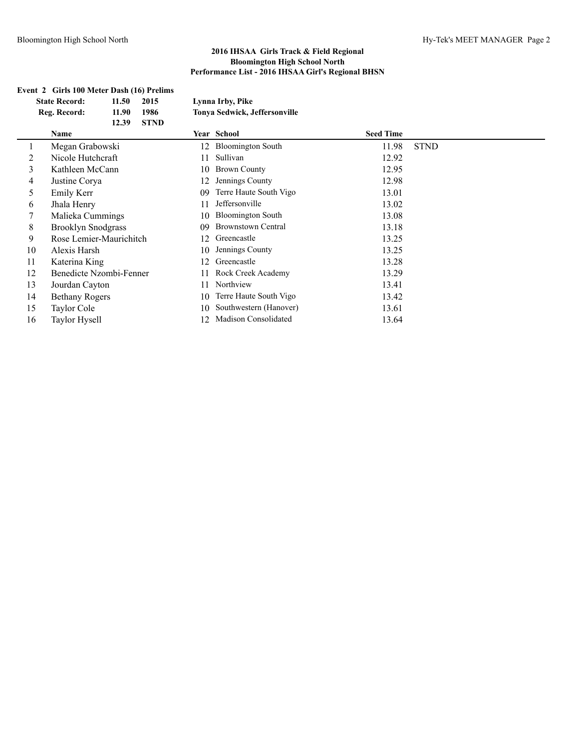## 2016 IHSAA Girls Track & Field Regional
## Bloomington High School North
## Performance List - 2016 IHSAA Girl's Regional BHSN

### Event 2 Girls 100 Meter Dash (16) Prelims

| | | | |
|---|---|---|---|
| **State Record:** | **11.50** | **2015** | **Lynna Irby, Pike** |
| **Reg. Record:** | **11.90** | **1986** | **Tonya Sedwick, Jeffersonville** |
| | **12.39** | **STND** | |

| | Name | Year | School | Seed Time | |
|---|---|---|---|---|---|
| 1 | Megan Grabowski | 12 | Bloomington South | 11.98 | STND |
| 2 | Nicole Hutchcraft | 11 | Sullivan | 12.92 | |
| 3 | Kathleen McCann | 10 | Brown County | 12.95 | |
| 4 | Justine Corya | 12 | Jennings County | 12.98 | |
| 5 | Emily Kerr | 09 | Terre Haute South Vigo | 13.01 | |
| 6 | Jhala Henry | 11 | Jeffersonville | 13.02 | |
| 7 | Malieka Cummings | 10 | Bloomington South | 13.08 | |
| 8 | Brooklyn Snodgrass | 09 | Brownstown Central | 13.18 | |
| 9 | Rose Lemier-Maurichitch | 12 | Greencastle | 13.25 | |
| 10 | Alexis Harsh | 10 | Jennings County | 13.25 | |
| 11 | Katerina King | 12 | Greencastle | 13.28 | |
| 12 | Benedicte Nzombi-Fenner | 11 | Rock Creek Academy | 13.29 | |
| 13 | Jourdan Cayton | 11 | Northview | 13.41 | |
| 14 | Bethany Rogers | 10 | Terre Haute South Vigo | 13.42 | |
| 15 | Taylor Cole | 10 | Southwestern (Hanover) | 13.61 | |
| 16 | Taylor Hysell | 12 | Madison Consolidated | 13.64 | |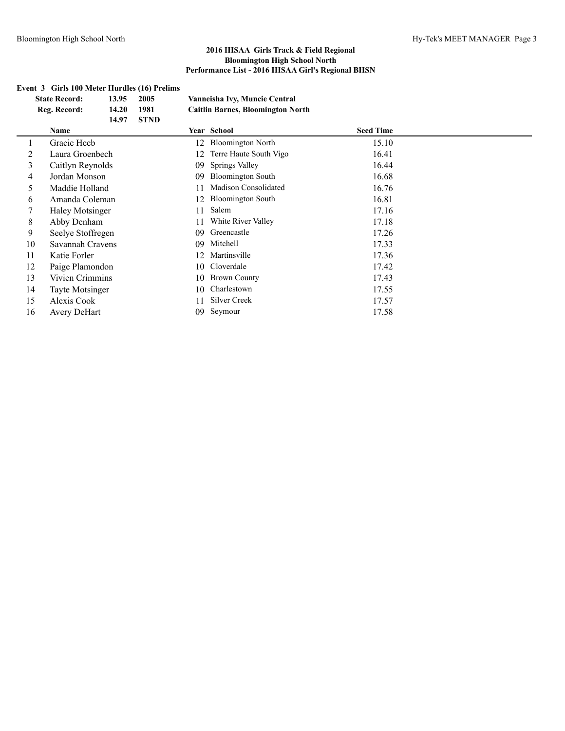## 2016 IHSAA Girls Track & Field Regional
## Bloomington High School North
## Performance List - 2016 IHSAA Girl's Regional BHSN

### Event 3 Girls 100 Meter Hurdles (16) Prelims

| | | | |
|---|---|---|---|
| **State Record:** | **13.95** | **2005** | **Vanneisha Ivy, Muncie Central** |
| **Reg. Record:** | **14.20** | **1981** | **Caitlin Barnes, Bloomington North** |
| | **14.97** | **STND** | |

| | Name | Year | School | Seed Time |
|---|---|---|---|---|
| 1 | Gracie Heeb | 12 | Bloomington North | 15.10 |
| 2 | Laura Groenbech | 12 | Terre Haute South Vigo | 16.41 |
| 3 | Caitlyn Reynolds | 09 | Springs Valley | 16.44 |
| 4 | Jordan Monson | 09 | Bloomington South | 16.68 |
| 5 | Maddie Holland | 11 | Madison Consolidated | 16.76 |
| 6 | Amanda Coleman | 12 | Bloomington South | 16.81 |
| 7 | Haley Motsinger | 11 | Salem | 17.16 |
| 8 | Abby Denham | 11 | White River Valley | 17.18 |
| 9 | Seelye Stoffregen | 09 | Greencastle | 17.26 |
| 10 | Savannah Cravens | 09 | Mitchell | 17.33 |
| 11 | Katie Forler | 12 | Martinsville | 17.36 |
| 12 | Paige Plamondon | 10 | Cloverdale | 17.42 |
| 13 | Vivien Crimmins | 10 | Brown County | 17.43 |
| 14 | Tayte Motsinger | 10 | Charlestown | 17.55 |
| 15 | Alexis Cook | 11 | Silver Creek | 17.57 |
| 16 | Avery DeHart | 09 | Seymour | 17.58 |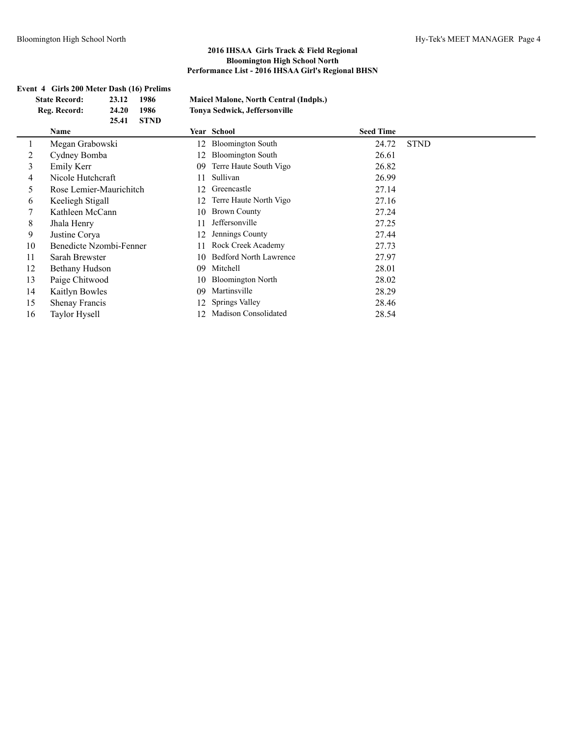**2016 IHSAA Girls Track & Field Regional**
**Bloomington High School North**
**Performance List - 2016 IHSAA Girl's Regional BHSN**

**Event 4 Girls 200 Meter Dash (16) Prelims**

| | | | |
|---|---|---|---|
| **State Record:** | **23.12** | **1986** | **Maicel Malone, North Central (Indpls.)** |
| **Reg. Record:** | **24.20** | **1986** | **Tonya Sedwick, Jeffersonville** |
| | **25.41** | **STND** | |

| | Name | Year | School | Seed Time | |
|---|---|---|---|---|---|
| 1 | Megan Grabowski | 12 | Bloomington South | 24.72 | STND |
| 2 | Cydney Bomba | 12 | Bloomington South | 26.61 | |
| 3 | Emily Kerr | 09 | Terre Haute South Vigo | 26.82 | |
| 4 | Nicole Hutchcraft | 11 | Sullivan | 26.99 | |
| 5 | Rose Lemier-Maurichitch | 12 | Greencastle | 27.14 | |
| 6 | Keeliegh Stigall | 12 | Terre Haute North Vigo | 27.16 | |
| 7 | Kathleen McCann | 10 | Brown County | 27.24 | |
| 8 | Jhala Henry | 11 | Jeffersonville | 27.25 | |
| 9 | Justine Corya | 12 | Jennings County | 27.44 | |
| 10 | Benedicte Nzombi-Fenner | 11 | Rock Creek Academy | 27.73 | |
| 11 | Sarah Brewster | 10 | Bedford North Lawrence | 27.97 | |
| 12 | Bethany Hudson | 09 | Mitchell | 28.01 | |
| 13 | Paige Chitwood | 10 | Bloomington North | 28.02 | |
| 14 | Kaitlyn Bowles | 09 | Martinsville | 28.29 | |
| 15 | Shenay Francis | 12 | Springs Valley | 28.46 | |
| 16 | Taylor Hysell | 12 | Madison Consolidated | 28.54 | |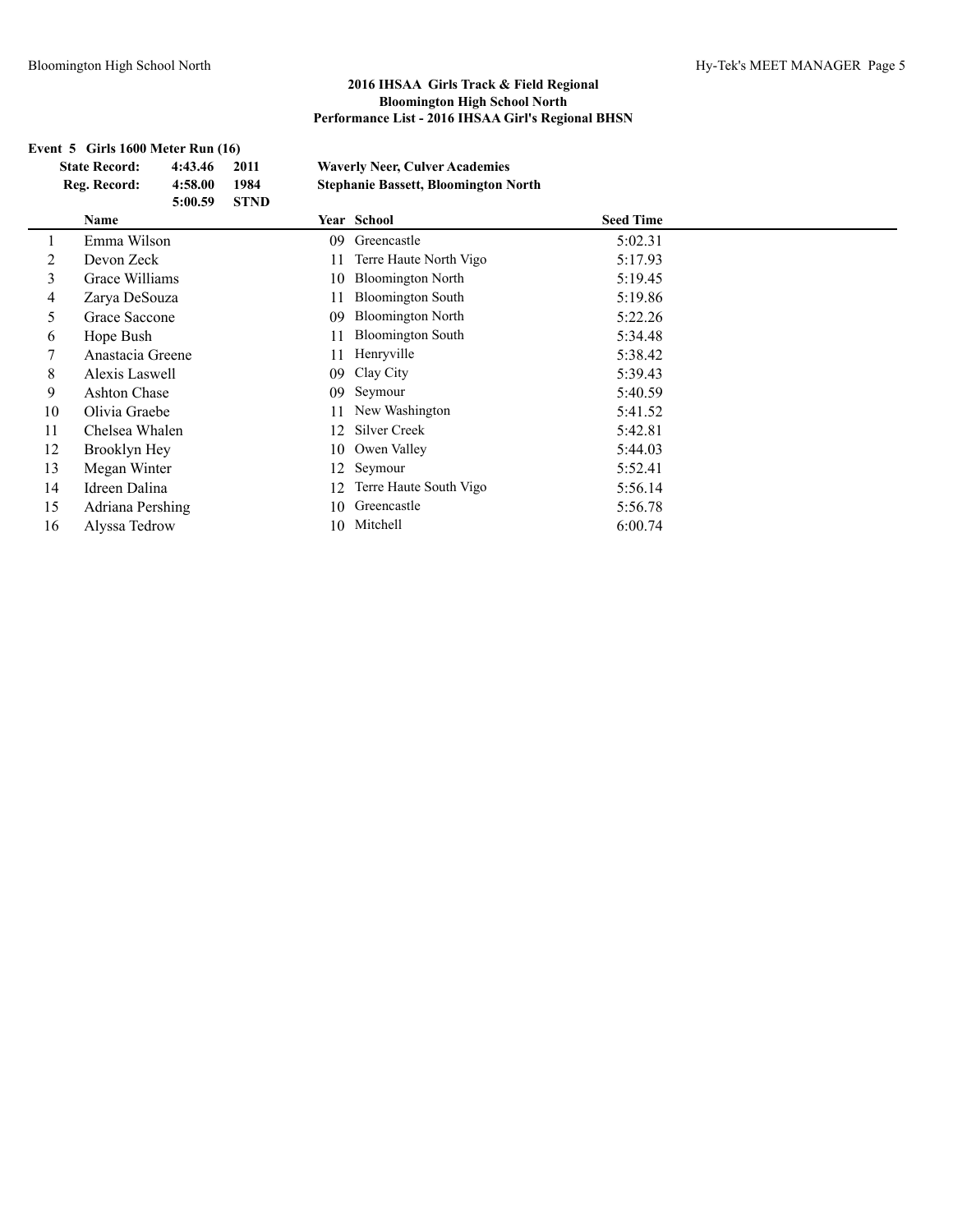## 2016 IHSAA Girls Track & Field Regional
## Bloomington High School North
## Performance List - 2016 IHSAA Girl's Regional BHSN

### Event 5 Girls 1600 Meter Run (16)

| | | | |
|---|---|---|---|
| **State Record:** | **4:43.46** | **2011** | **Waverly Neer, Culver Academies** |
| **Reg. Record:** | **4:58.00** | **1984** | **Stephanie Bassett, Bloomington North** |
| | **5:00.59** | **STND** | |

| | Name | Year | School | Seed Time |
|---|---|---|---|---|
| 1 | Emma Wilson | 09 | Greencastle | 5:02.31 |
| 2 | Devon Zeck | 11 | Terre Haute North Vigo | 5:17.93 |
| 3 | Grace Williams | 10 | Bloomington North | 5:19.45 |
| 4 | Zarya DeSouza | 11 | Bloomington South | 5:19.86 |
| 5 | Grace Saccone | 09 | Bloomington North | 5:22.26 |
| 6 | Hope Bush | 11 | Bloomington South | 5:34.48 |
| 7 | Anastacia Greene | 11 | Henryville | 5:38.42 |
| 8 | Alexis Laswell | 09 | Clay City | 5:39.43 |
| 9 | Ashton Chase | 09 | Seymour | 5:40.59 |
| 10 | Olivia Graebe | 11 | New Washington | 5:41.52 |
| 11 | Chelsea Whalen | 12 | Silver Creek | 5:42.81 |
| 12 | Brooklyn Hey | 10 | Owen Valley | 5:44.03 |
| 13 | Megan Winter | 12 | Seymour | 5:52.41 |
| 14 | Idreen Dalina | 12 | Terre Haute South Vigo | 5:56.14 |
| 15 | Adriana Pershing | 10 | Greencastle | 5:56.78 |
| 16 | Alyssa Tedrow | 10 | Mitchell | 6:00.74 |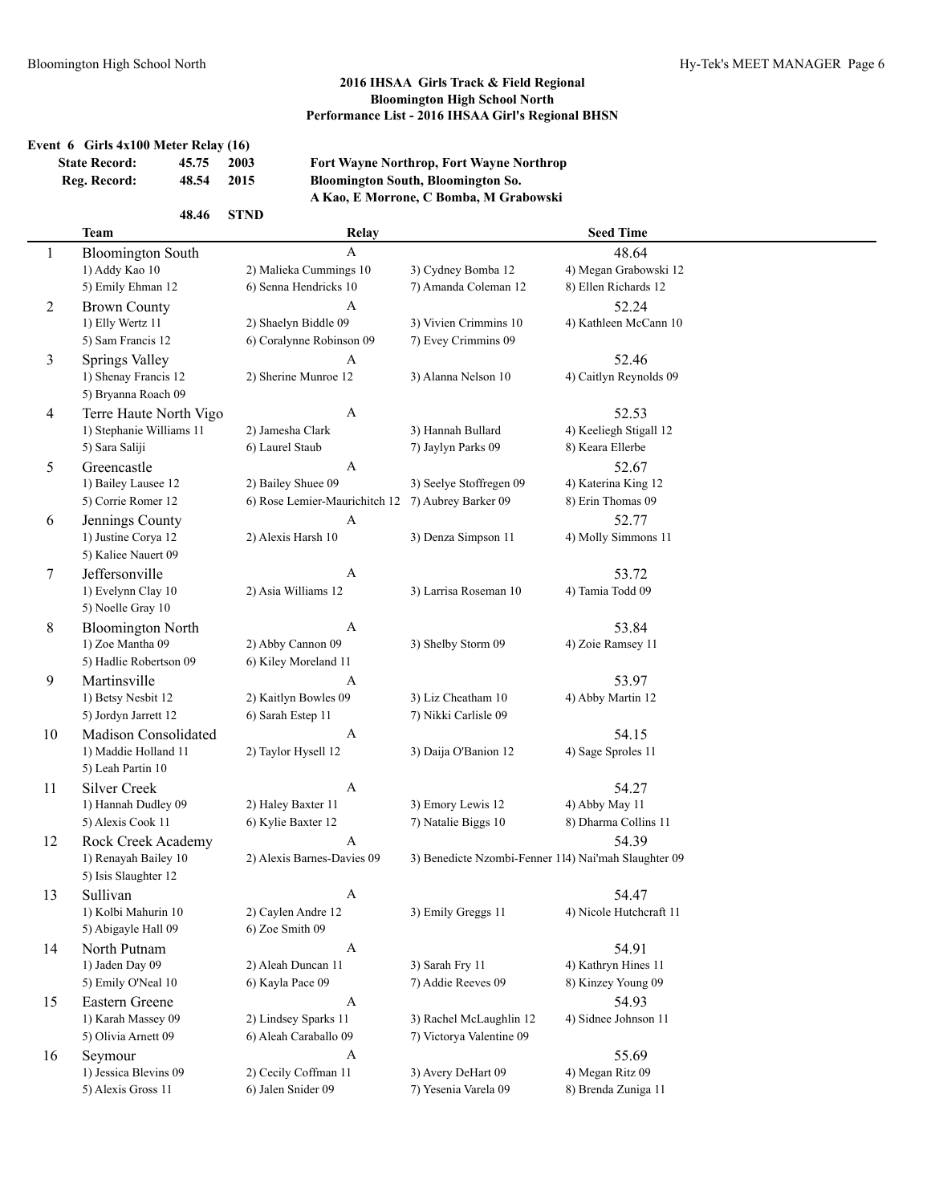## 2016 IHSAA Girls Track & Field Regional
## Bloomington High School North
## Performance List - 2016 IHSAA Girl's Regional BHSN

### Event 6 Girls 4x100 Meter Relay (16)

| | | | |
|---|---|---|---|
| State Record: | 45.75 | 2003 | Fort Wayne Northrop, Fort Wayne Northrop |
| Reg. Record: | 48.54 | 2015 | Bloomington South, Bloomington So. |
| | | | A Kao, E Morrone, C Bomba, M Grabowski |
| | 48.46 | STND | |

| | Team | Relay | | Seed Time |
|---|---|---|---|---|
| 1 | Bloomington South | A | | 48.64 |
| | 1) Addy Kao 10 | 2) Malieka Cummings 10 | 3) Cydney Bomba 12 | 4) Megan Grabowski 12 |
| | 5) Emily Ehman 12 | 6) Senna Hendricks 10 | 7) Amanda Coleman 12 | 8) Ellen Richards 12 |
| 2 | Brown County | A | | 52.24 |
| | 1) Elly Wertz 11 | 2) Shaelyn Biddle 09 | 3) Vivien Crimmins 10 | 4) Kathleen McCann 10 |
| | 5) Sam Francis 12 | 6) Coralynne Robinson 09 | 7) Evey Crimmins 09 | |
| 3 | Springs Valley | A | | 52.46 |
| | 1) Shenay Francis 12 | 2) Sherine Munroe 12 | 3) Alanna Nelson 10 | 4) Caitlyn Reynolds 09 |
| | 5) Bryanna Roach 09 | | | |
| 4 | Terre Haute North Vigo | A | | 52.53 |
| | 1) Stephanie Williams 11 | 2) Jamesha Clark | 3) Hannah Bullard | 4) Keeliegh Stigall 12 |
| | 5) Sara Saliji | 6) Laurel Staub | 7) Jaylyn Parks 09 | 8) Keara Ellerbe |
| 5 | Greencastle | A | | 52.67 |
| | 1) Bailey Lausee 12 | 2) Bailey Shuee 09 | 3) Seelye Stoffregen 09 | 4) Katerina King 12 |
| | 5) Corrie Romer 12 | 6) Rose Lemier-Maurichitch 12 | 7) Aubrey Barker 09 | 8) Erin Thomas 09 |
| 6 | Jennings County | A | | 52.77 |
| | 1) Justine Corya 12 | 2) Alexis Harsh 10 | 3) Denza Simpson 11 | 4) Molly Simmons 11 |
| | 5) Kaliee Nauert 09 | | | |
| 7 | Jeffersonville | A | | 53.72 |
| | 1) Evelynn Clay 10 | 2) Asia Williams 12 | 3) Larrisa Roseman 10 | 4) Tamia Todd 09 |
| | 5) Noelle Gray 10 | | | |
| 8 | Bloomington North | A | | 53.84 |
| | 1) Zoe Mantha 09 | 2) Abby Cannon 09 | 3) Shelby Storm 09 | 4) Zoie Ramsey 11 |
| | 5) Hadlie Robertson 09 | 6) Kiley Moreland 11 | | |
| 9 | Martinsville | A | | 53.97 |
| | 1) Betsy Nesbit 12 | 2) Kaitlyn Bowles 09 | 3) Liz Cheatham 10 | 4) Abby Martin 12 |
| | 5) Jordyn Jarrett 12 | 6) Sarah Estep 11 | 7) Nikki Carlisle 09 | |
| 10 | Madison Consolidated | A | | 54.15 |
| | 1) Maddie Holland 11 | 2) Taylor Hysell 12 | 3) Daija O'Banion 12 | 4) Sage Sproles 11 |
| | 5) Leah Partin 10 | | | |
| 11 | Silver Creek | A | | 54.27 |
| | 1) Hannah Dudley 09 | 2) Haley Baxter 11 | 3) Emory Lewis 12 | 4) Abby May 11 |
| | 5) Alexis Cook 11 | 6) Kylie Baxter 12 | 7) Natalie Biggs 10 | 8) Dharma Collins 11 |
| 12 | Rock Creek Academy | A | | 54.39 |
| | 1) Renayah Bailey 10 | 2) Alexis Barnes-Davies 09 | 3) Benedicte Nzombi-Fenner 11 | 4) Nai'mah Slaughter 09 |
| | 5) Isis Slaughter 12 | | | |
| 13 | Sullivan | A | | 54.47 |
| | 1) Kolbi Mahurin 10 | 2) Caylen Andre 12 | 3) Emily Greggs 11 | 4) Nicole Hutchcraft 11 |
| | 5) Abigayle Hall 09 | 6) Zoe Smith 09 | | |
| 14 | North Putnam | A | | 54.91 |
| | 1) Jaden Day 09 | 2) Aleah Duncan 11 | 3) Sarah Fry 11 | 4) Kathryn Hines 11 |
| | 5) Emily O'Neal 10 | 6) Kayla Pace 09 | 7) Addie Reeves 09 | 8) Kinzey Young 09 |
| 15 | Eastern Greene | A | | 54.93 |
| | 1) Karah Massey 09 | 2) Lindsey Sparks 11 | 3) Rachel McLaughlin 12 | 4) Sidnee Johnson 11 |
| | 5) Olivia Arnett 09 | 6) Aleah Caraballo 09 | 7) Victorya Valentine 09 | |
| 16 | Seymour | A | | 55.69 |
| | 1) Jessica Blevins 09 | 2) Cecily Coffman 11 | 3) Avery DeHart 09 | 4) Megan Ritz 09 |
| | 5) Alexis Gross 11 | 6) Jalen Snider 09 | 7) Yesenia Varela 09 | 8) Brenda Zuniga 11 |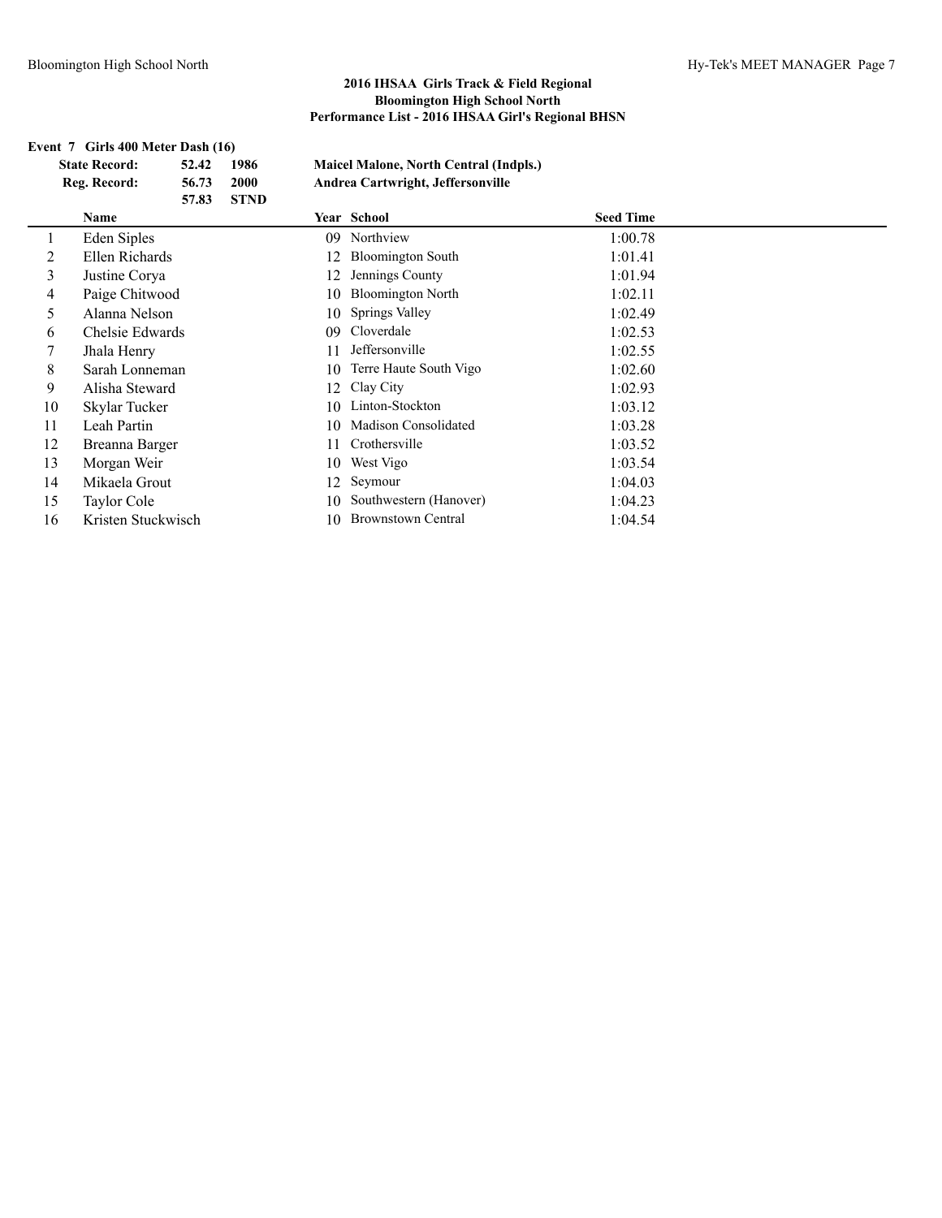## 2016 IHSAA Girls Track & Field Regional
## Bloomington High School North
## Performance List - 2016 IHSAA Girl's Regional BHSN

### Event 7 Girls 400 Meter Dash (16)

| | | | |
|---|---|---|---|
| **State Record:** | **52.42** | **1986** | **Maicel Malone, North Central (Indpls.)** |
| **Reg. Record:** | **56.73** | **2000** | **Andrea Cartwright, Jeffersonville** |
| | **57.83** | **STND** | |

| | Name | Year | School | Seed Time |
|---|---|---|---|---|
| 1 | Eden Siples | 09 | Northview | 1:00.78 |
| 2 | Ellen Richards | 12 | Bloomington South | 1:01.41 |
| 3 | Justine Corya | 12 | Jennings County | 1:01.94 |
| 4 | Paige Chitwood | 10 | Bloomington North | 1:02.11 |
| 5 | Alanna Nelson | 10 | Springs Valley | 1:02.49 |
| 6 | Chelsie Edwards | 09 | Cloverdale | 1:02.53 |
| 7 | Jhala Henry | 11 | Jeffersonville | 1:02.55 |
| 8 | Sarah Lonneman | 10 | Terre Haute South Vigo | 1:02.60 |
| 9 | Alisha Steward | 12 | Clay City | 1:02.93 |
| 10 | Skylar Tucker | 10 | Linton-Stockton | 1:03.12 |
| 11 | Leah Partin | 10 | Madison Consolidated | 1:03.28 |
| 12 | Breanna Barger | 11 | Crothersville | 1:03.52 |
| 13 | Morgan Weir | 10 | West Vigo | 1:03.54 |
| 14 | Mikaela Grout | 12 | Seymour | 1:04.03 |
| 15 | Taylor Cole | 10 | Southwestern (Hanover) | 1:04.23 |
| 16 | Kristen Stuckwisch | 10 | Brownstown Central | 1:04.54 |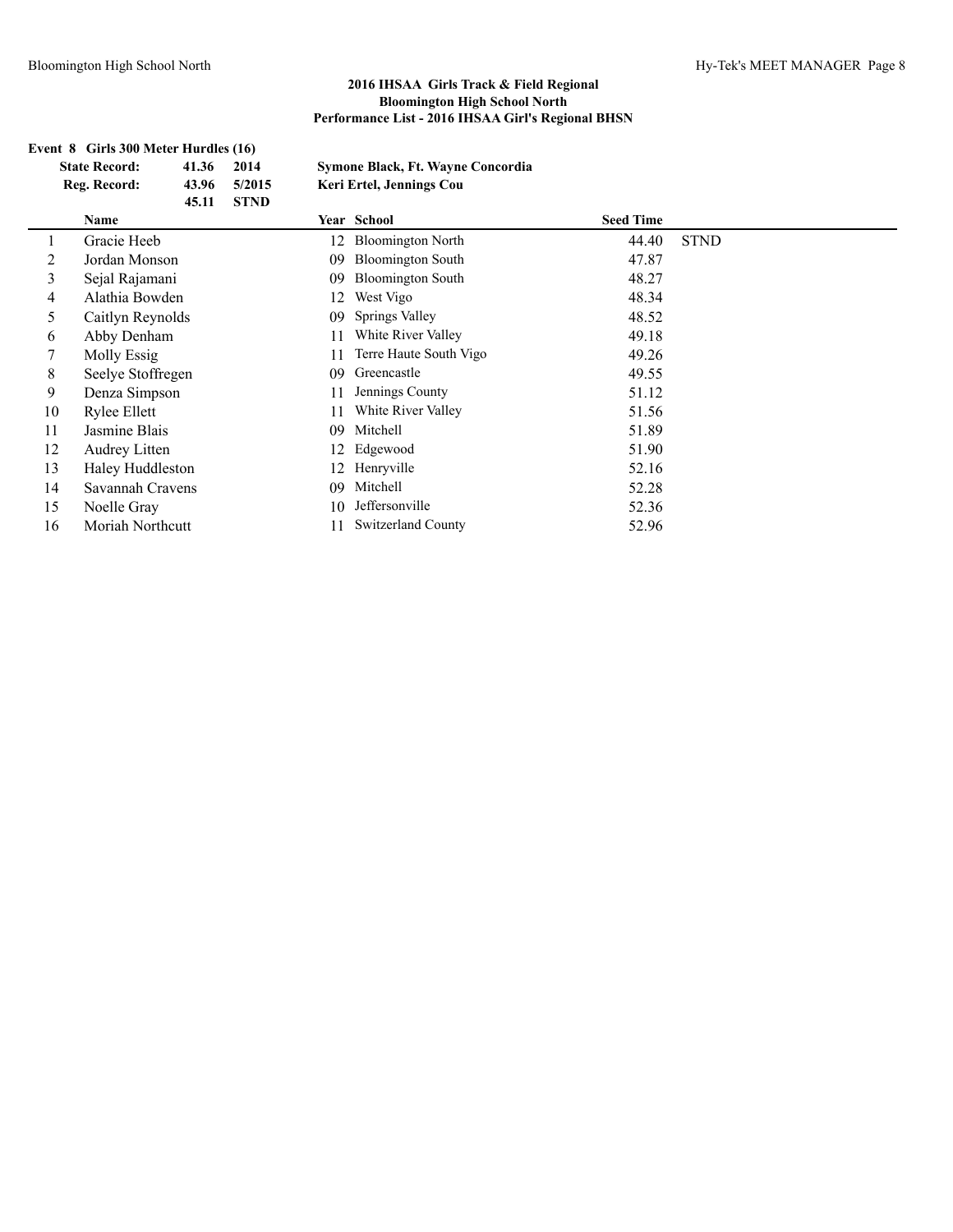## 2016 IHSAA Girls Track & Field Regional
## Bloomington High School North
## Performance List - 2016 IHSAA Girl's Regional BHSN

### Event 8 Girls 300 Meter Hurdles (16)

| | | | |
|---|---|---|---|
| **State Record:** | **41.36** | **2014** | **Symone Black, Ft. Wayne Concordia** |
| **Reg. Record:** | **43.96** | **5/2015** | **Keri Ertel, Jennings Cou** |
| | **45.11** | **STND** | |

| | Name | Year | School | Seed Time | |
|---|---|---|---|---|---|
| 1 | Gracie Heeb | 12 | Bloomington North | 44.40 | STND |
| 2 | Jordan Monson | 09 | Bloomington South | 47.87 | |
| 3 | Sejal Rajamani | 09 | Bloomington South | 48.27 | |
| 4 | Alathia Bowden | 12 | West Vigo | 48.34 | |
| 5 | Caitlyn Reynolds | 09 | Springs Valley | 48.52 | |
| 6 | Abby Denham | 11 | White River Valley | 49.18 | |
| 7 | Molly Essig | 11 | Terre Haute South Vigo | 49.26 | |
| 8 | Seelye Stoffregen | 09 | Greencastle | 49.55 | |
| 9 | Denza Simpson | 11 | Jennings County | 51.12 | |
| 10 | Rylee Ellett | 11 | White River Valley | 51.56 | |
| 11 | Jasmine Blais | 09 | Mitchell | 51.89 | |
| 12 | Audrey Litten | 12 | Edgewood | 51.90 | |
| 13 | Haley Huddleston | 12 | Henryville | 52.16 | |
| 14 | Savannah Cravens | 09 | Mitchell | 52.28 | |
| 15 | Noelle Gray | 10 | Jeffersonville | 52.36 | |
| 16 | Moriah Northcutt | 11 | Switzerland County | 52.96 | |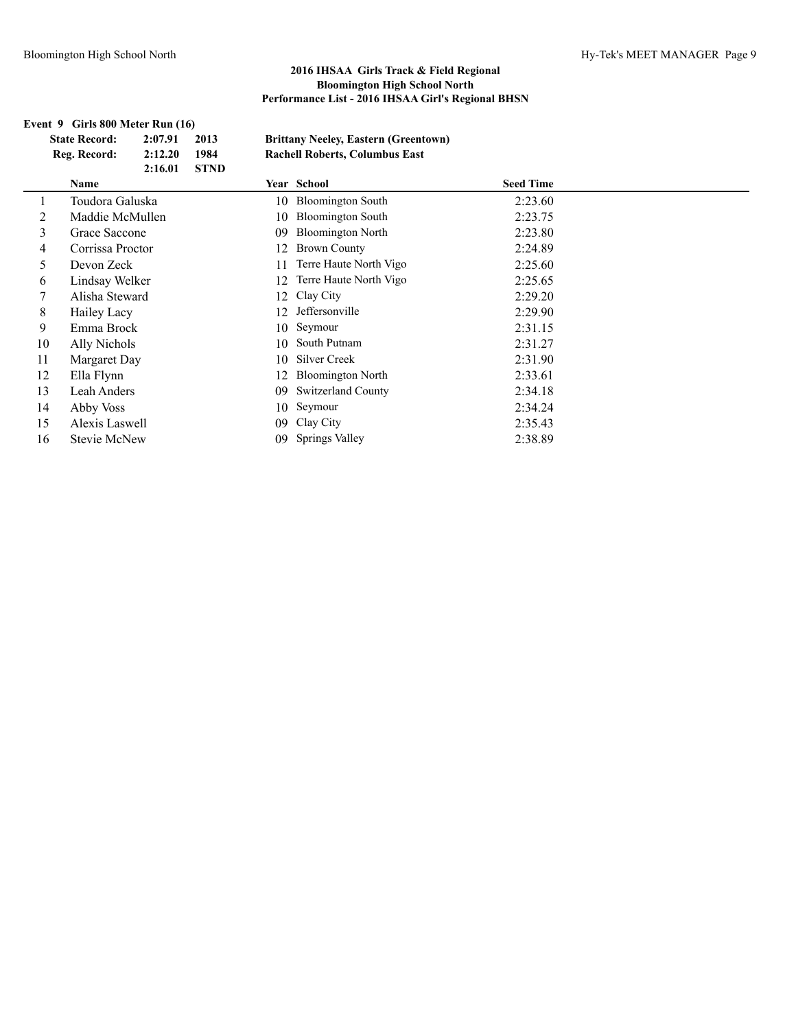**2016 IHSAA Girls Track & Field Regional**
**Bloomington High School North**
**Performance List - 2016 IHSAA Girl's Regional BHSN**

**Event 9 Girls 800 Meter Run (16)**

| | | | |
|---|---|---|---|
| **State Record:** | 2:07.91 | 2013 | **Brittany Neeley, Eastern (Greentown)** |
| **Reg. Record:** | 2:12.20 | 1984 | **Rachell Roberts, Columbus East** |
| | 2:16.01 | STND | |

| | Name | Year | School | Seed Time |
|---|---|---|---|---|
| 1 | Toudora Galuska | 10 | Bloomington South | 2:23.60 |
| 2 | Maddie McMullen | 10 | Bloomington South | 2:23.75 |
| 3 | Grace Saccone | 09 | Bloomington North | 2:23.80 |
| 4 | Corrissa Proctor | 12 | Brown County | 2:24.89 |
| 5 | Devon Zeck | 11 | Terre Haute North Vigo | 2:25.60 |
| 6 | Lindsay Welker | 12 | Terre Haute North Vigo | 2:25.65 |
| 7 | Alisha Steward | 12 | Clay City | 2:29.20 |
| 8 | Hailey Lacy | 12 | Jeffersonville | 2:29.90 |
| 9 | Emma Brock | 10 | Seymour | 2:31.15 |
| 10 | Ally Nichols | 10 | South Putnam | 2:31.27 |
| 11 | Margaret Day | 10 | Silver Creek | 2:31.90 |
| 12 | Ella Flynn | 12 | Bloomington North | 2:33.61 |
| 13 | Leah Anders | 09 | Switzerland County | 2:34.18 |
| 14 | Abby Voss | 10 | Seymour | 2:34.24 |
| 15 | Alexis Laswell | 09 | Clay City | 2:35.43 |
| 16 | Stevie McNew | 09 | Springs Valley | 2:38.89 |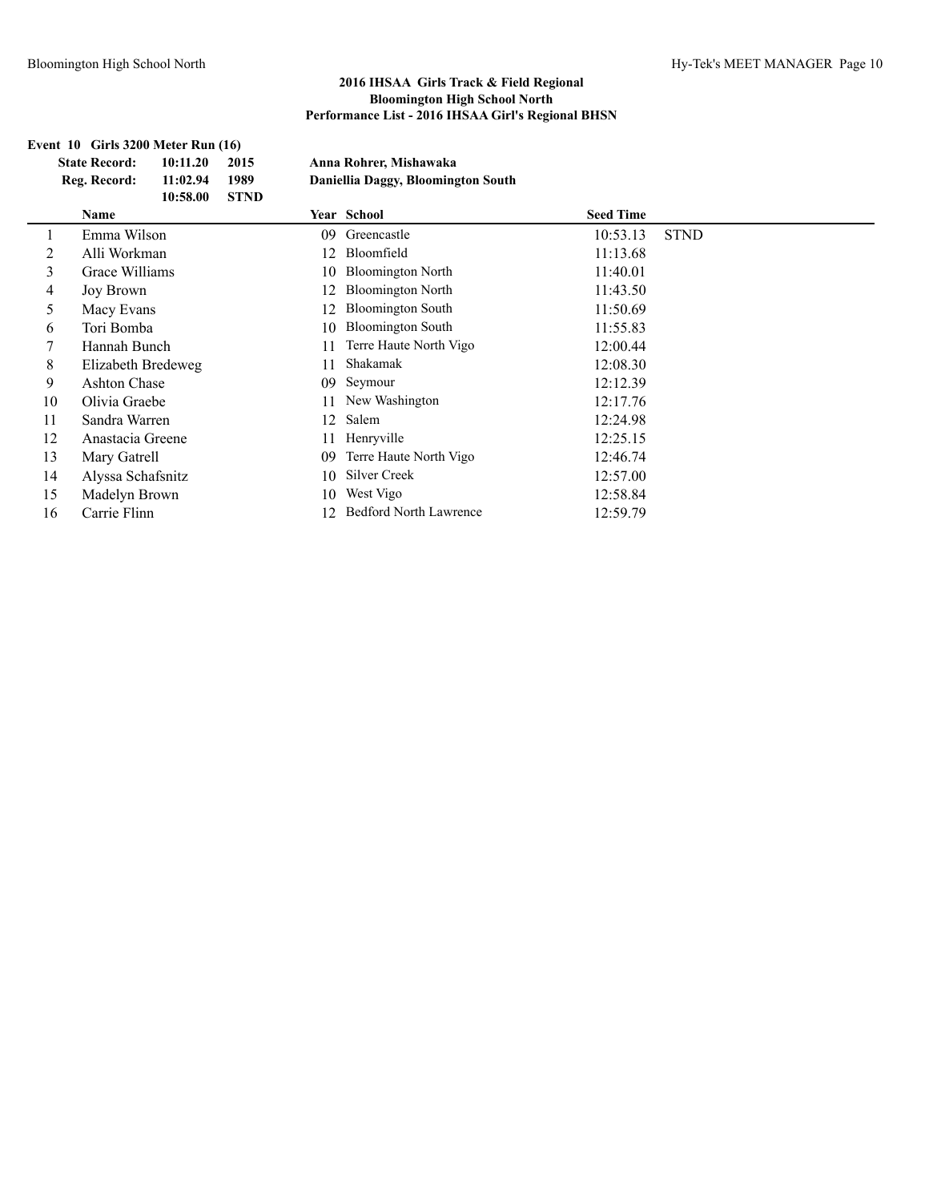## 2016 IHSAA Girls Track & Field Regional
## Bloomington High School North
## Performance List - 2016 IHSAA Girl's Regional BHSN

### Event 10 Girls 3200 Meter Run (16)

| | | | |
|---|---|---|---|
| **State Record:** | **10:11.20** | **2015** | **Anna Rohrer, Mishawaka** |
| **Reg. Record:** | **11:02.94** | **1989** | **Daniellia Daggy, Bloomington South** |
| | **10:58.00** | **STND** | |

| | Name | Year | School | Seed Time | |
|---|---|---|---|---|---|
| 1 | Emma Wilson | 09 | Greencastle | 10:53.13 | STND |
| 2 | Alli Workman | 12 | Bloomfield | 11:13.68 | |
| 3 | Grace Williams | 10 | Bloomington North | 11:40.01 | |
| 4 | Joy Brown | 12 | Bloomington North | 11:43.50 | |
| 5 | Macy Evans | 12 | Bloomington South | 11:50.69 | |
| 6 | Tori Bomba | 10 | Bloomington South | 11:55.83 | |
| 7 | Hannah Bunch | 11 | Terre Haute North Vigo | 12:00.44 | |
| 8 | Elizabeth Bredeweg | 11 | Shakamak | 12:08.30 | |
| 9 | Ashton Chase | 09 | Seymour | 12:12.39 | |
| 10 | Olivia Graebe | 11 | New Washington | 12:17.76 | |
| 11 | Sandra Warren | 12 | Salem | 12:24.98 | |
| 12 | Anastacia Greene | 11 | Henryville | 12:25.15 | |
| 13 | Mary Gatrell | 09 | Terre Haute North Vigo | 12:46.74 | |
| 14 | Alyssa Schafsnitz | 10 | Silver Creek | 12:57.00 | |
| 15 | Madelyn Brown | 10 | West Vigo | 12:58.84 | |
| 16 | Carrie Flinn | 12 | Bedford North Lawrence | 12:59.79 | |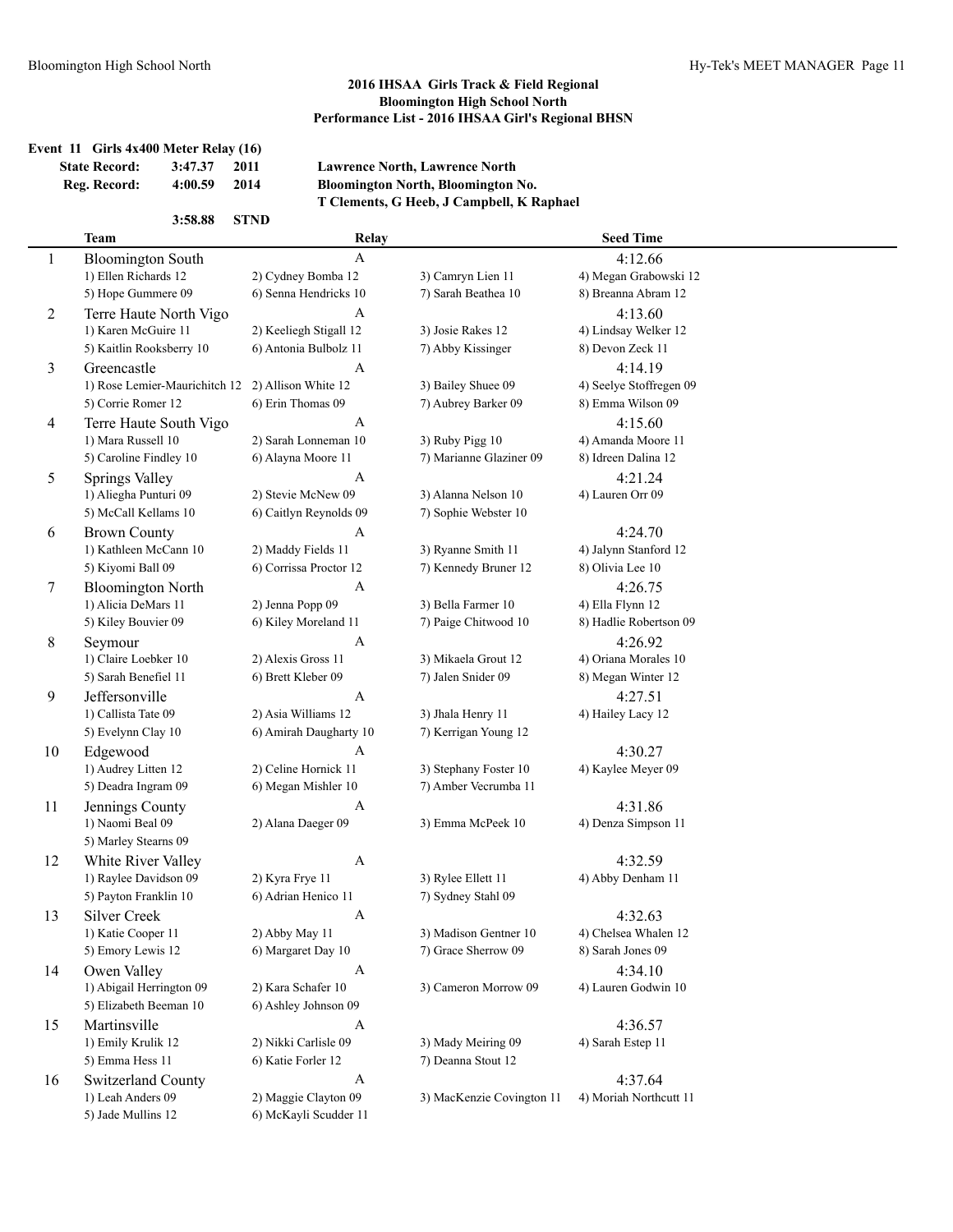## 2016 IHSAA Girls Track & Field Regional
## Bloomington High School North
## Performance List - 2016 IHSAA Girl's Regional BHSN

### Event 11 Girls 4x400 Meter Relay (16)

| | | | |
|---|---|---|---|
| State Record: | 3:47.37 | 2011 | Lawrence North, Lawrence North |
| Reg. Record: | 4:00.59 | 2014 | Bloomington North, Bloomington No. T Clements, G Heeb, J Campbell, K Raphael |
| | 3:58.88 | STND | |

| | Team | Relay | | Seed Time |
|---|---|---|---|---|
| 1 | Bloomington South | A | | 4:12.66 |
| | 1) Ellen Richards 12 | 2) Cydney Bomba 12 | 3) Camryn Lien 11 | 4) Megan Grabowski 12 |
| | 5) Hope Gummere 09 | 6) Senna Hendricks 10 | 7) Sarah Beathea 10 | 8) Breanna Abram 12 |
| 2 | Terre Haute North Vigo | A | | 4:13.60 |
| | 1) Karen McGuire 11 | 2) Keeliegh Stigall 12 | 3) Josie Rakes 12 | 4) Lindsay Welker 12 |
| | 5) Kaitlin Rooksberry 10 | 6) Antonia Bulbolz 11 | 7) Abby Kissinger | 8) Devon Zeck 11 |
| 3 | Greencastle | A | | 4:14.19 |
| | 1) Rose Lemier-Maurichitch 12 | 2) Allison White 12 | 3) Bailey Shuee 09 | 4) Seelye Stoffregen 09 |
| | 5) Corrie Romer 12 | 6) Erin Thomas 09 | 7) Aubrey Barker 09 | 8) Emma Wilson 09 |
| 4 | Terre Haute South Vigo | A | | 4:15.60 |
| | 1) Mara Russell 10 | 2) Sarah Lonneman 10 | 3) Ruby Pigg 10 | 4) Amanda Moore 11 |
| | 5) Caroline Findley 10 | 6) Alayna Moore 11 | 7) Marianne Glaziner 09 | 8) Idreen Dalina 12 |
| 5 | Springs Valley | A | | 4:21.24 |
| | 1) Aliegha Punturi 09 | 2) Stevie McNew 09 | 3) Alanna Nelson 10 | 4) Lauren Orr 09 |
| | 5) McCall Kellams 10 | 6) Caitlyn Reynolds 09 | 7) Sophie Webster 10 | |
| 6 | Brown County | A | | 4:24.70 |
| | 1) Kathleen McCann 10 | 2) Maddy Fields 11 | 3) Ryanne Smith 11 | 4) Jalynn Stanford 12 |
| | 5) Kiyomi Ball 09 | 6) Corrissa Proctor 12 | 7) Kennedy Bruner 12 | 8) Olivia Lee 10 |
| 7 | Bloomington North | A | | 4:26.75 |
| | 1) Alicia DeMars 11 | 2) Jenna Popp 09 | 3) Bella Farmer 10 | 4) Ella Flynn 12 |
| | 5) Kiley Bouvier 09 | 6) Kiley Moreland 11 | 7) Paige Chitwood 10 | 8) Hadlie Robertson 09 |
| 8 | Seymour | A | | 4:26.92 |
| | 1) Claire Loebker 10 | 2) Alexis Gross 11 | 3) Mikaela Grout 12 | 4) Oriana Morales 10 |
| | 5) Sarah Benefiel 11 | 6) Brett Kleber 09 | 7) Jalen Snider 09 | 8) Megan Winter 12 |
| 9 | Jeffersonville | A | | 4:27.51 |
| | 1) Callista Tate 09 | 2) Asia Williams 12 | 3) Jhala Henry 11 | 4) Hailey Lacy 12 |
| | 5) Evelynn Clay 10 | 6) Amirah Daugharty 10 | 7) Kerrigan Young 12 | |
| 10 | Edgewood | A | | 4:30.27 |
| | 1) Audrey Litten 12 | 2) Celine Hornick 11 | 3) Stephany Foster 10 | 4) Kaylee Meyer 09 |
| | 5) Deadra Ingram 09 | 6) Megan Mishler 10 | 7) Amber Vecrumba 11 | |
| 11 | Jennings County | A | | 4:31.86 |
| | 1) Naomi Beal 09 | 2) Alana Daeger 09 | 3) Emma McPeek 10 | 4) Denza Simpson 11 |
| | 5) Marley Stearns 09 | | | |
| 12 | White River Valley | A | | 4:32.59 |
| | 1) Raylee Davidson 09 | 2) Kyra Frye 11 | 3) Rylee Ellett 11 | 4) Abby Denham 11 |
| | 5) Payton Franklin 10 | 6) Adrian Henico 11 | 7) Sydney Stahl 09 | |
| 13 | Silver Creek | A | | 4:32.63 |
| | 1) Katie Cooper 11 | 2) Abby May 11 | 3) Madison Gentner 10 | 4) Chelsea Whalen 12 |
| | 5) Emory Lewis 12 | 6) Margaret Day 10 | 7) Grace Sherrow 09 | 8) Sarah Jones 09 |
| 14 | Owen Valley | A | | 4:34.10 |
| | 1) Abigail Herrington 09 | 2) Kara Schafer 10 | 3) Cameron Morrow 09 | 4) Lauren Godwin 10 |
| | 5) Elizabeth Beeman 10 | 6) Ashley Johnson 09 | | |
| 15 | Martinsville | A | | 4:36.57 |
| | 1) Emily Krulik 12 | 2) Nikki Carlisle 09 | 3) Mady Meiring 09 | 4) Sarah Estep 11 |
| | 5) Emma Hess 11 | 6) Katie Forler 12 | 7) Deanna Stout 12 | |
| 16 | Switzerland County | A | | 4:37.64 |
| | 1) Leah Anders 09 | 2) Maggie Clayton 09 | 3) MacKenzie Covington 11 | 4) Moriah Northcutt 11 |
| | 5) Jade Mullins 12 | 6) McKayli Scudder 11 | | |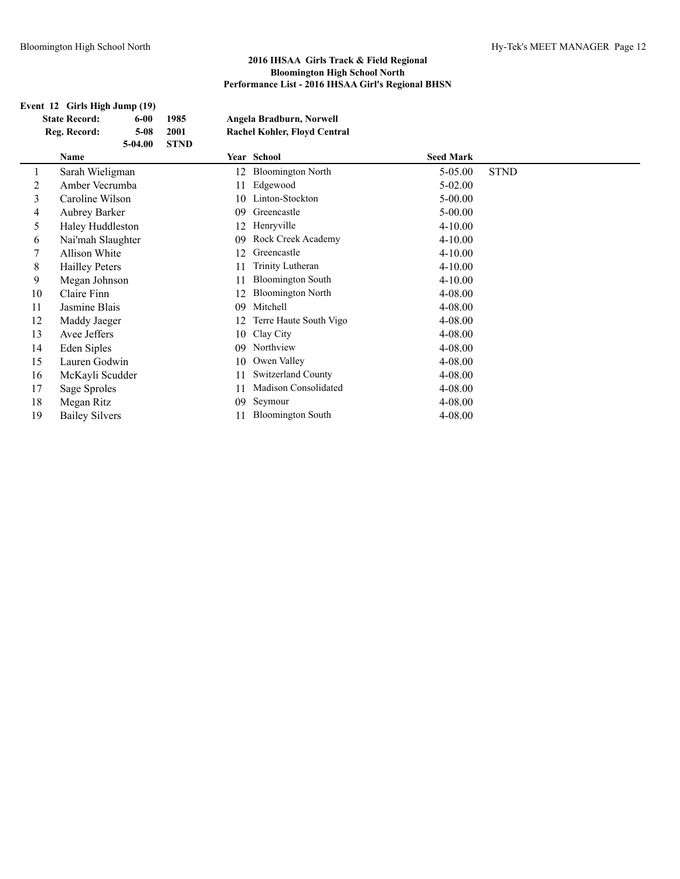**2016 IHSAA Girls Track & Field Regional**
**Bloomington High School North**
**Performance List - 2016 IHSAA Girl's Regional BHSN**

**Event 12 Girls High Jump (19)**

| | | | |
|---|---|---|---|
| **State Record:** | **6-00** | **1985** | **Angela Bradburn, Norwell** |
| **Reg. Record:** | **5-08** | **2001** | **Rachel Kohler, Floyd Central** |
| | **5-04.00** | **STND** | |

| | Name | Year | School | Seed Mark | |
|---|---|---|---|---|---|
| 1 | Sarah Wieligman | 12 | Bloomington North | 5-05.00 | STND |
| 2 | Amber Vecrumba | 11 | Edgewood | 5-02.00 | |
| 3 | Caroline Wilson | 10 | Linton-Stockton | 5-00.00 | |
| 4 | Aubrey Barker | 09 | Greencastle | 5-00.00 | |
| 5 | Haley Huddleston | 12 | Henryville | 4-10.00 | |
| 6 | Nai'mah Slaughter | 09 | Rock Creek Academy | 4-10.00 | |
| 7 | Allison White | 12 | Greencastle | 4-10.00 | |
| 8 | Hailley Peters | 11 | Trinity Lutheran | 4-10.00 | |
| 9 | Megan Johnson | 11 | Bloomington South | 4-10.00 | |
| 10 | Claire Finn | 12 | Bloomington North | 4-08.00 | |
| 11 | Jasmine Blais | 09 | Mitchell | 4-08.00 | |
| 12 | Maddy Jaeger | 12 | Terre Haute South Vigo | 4-08.00 | |
| 13 | Avee Jeffers | 10 | Clay City | 4-08.00 | |
| 14 | Eden Siples | 09 | Northview | 4-08.00 | |
| 15 | Lauren Godwin | 10 | Owen Valley | 4-08.00 | |
| 16 | McKayli Scudder | 11 | Switzerland County | 4-08.00 | |
| 17 | Sage Sproles | 11 | Madison Consolidated | 4-08.00 | |
| 18 | Megan Ritz | 09 | Seymour | 4-08.00 | |
| 19 | Bailey Silvers | 11 | Bloomington South | 4-08.00 | |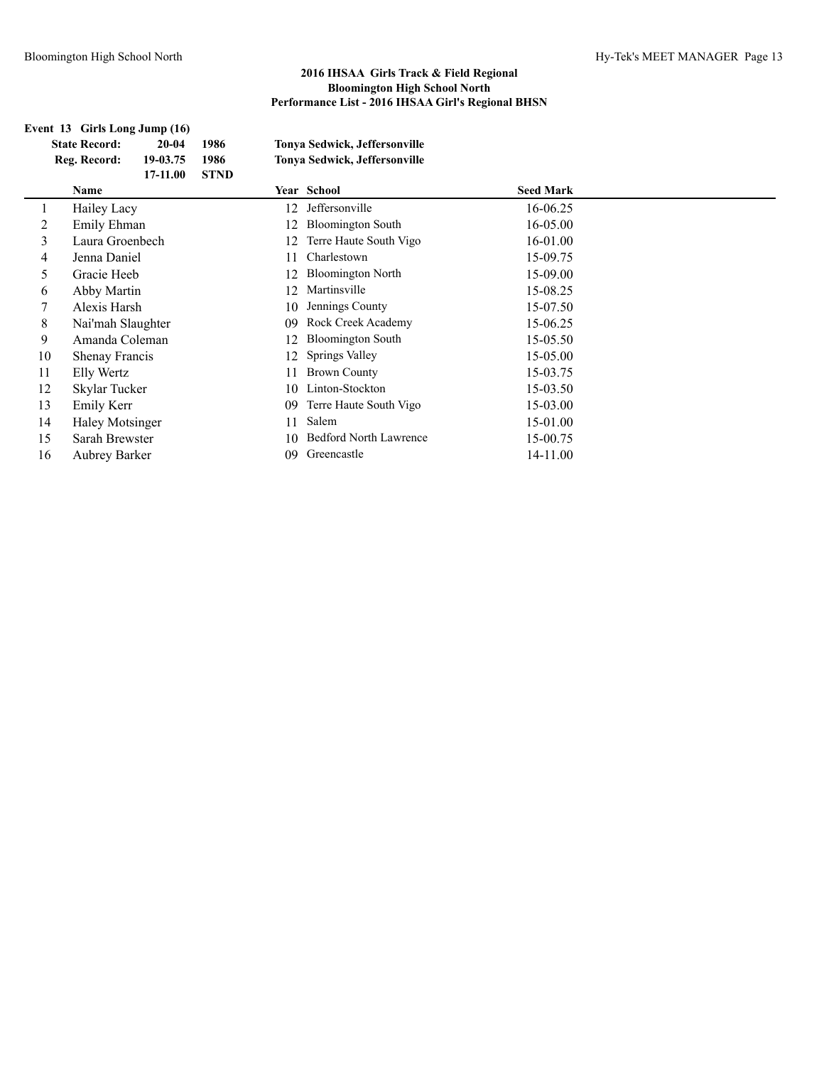## 2016 IHSAA Girls Track & Field Regional
## Bloomington High School North
## Performance List - 2016 IHSAA Girl's Regional BHSN

### Event 13 Girls Long Jump (16)

| | | | |
|---|---|---|---|
| **State Record:** | **20-04** | **1986** | **Tonya Sedwick, Jeffersonville** |
| **Reg. Record:** | **19-03.75** | **1986** | **Tonya Sedwick, Jeffersonville** |
| | **17-11.00** | **STND** | |

| | Name | Year | School | Seed Mark |
|---|---|---|---|---|
| 1 | Hailey Lacy | 12 | Jeffersonville | 16-06.25 |
| 2 | Emily Ehman | 12 | Bloomington South | 16-05.00 |
| 3 | Laura Groenbech | 12 | Terre Haute South Vigo | 16-01.00 |
| 4 | Jenna Daniel | 11 | Charlestown | 15-09.75 |
| 5 | Gracie Heeb | 12 | Bloomington North | 15-09.00 |
| 6 | Abby Martin | 12 | Martinsville | 15-08.25 |
| 7 | Alexis Harsh | 10 | Jennings County | 15-07.50 |
| 8 | Nai'mah Slaughter | 09 | Rock Creek Academy | 15-06.25 |
| 9 | Amanda Coleman | 12 | Bloomington South | 15-05.50 |
| 10 | Shenay Francis | 12 | Springs Valley | 15-05.00 |
| 11 | Elly Wertz | 11 | Brown County | 15-03.75 |
| 12 | Skylar Tucker | 10 | Linton-Stockton | 15-03.50 |
| 13 | Emily Kerr | 09 | Terre Haute South Vigo | 15-03.00 |
| 14 | Haley Motsinger | 11 | Salem | 15-01.00 |
| 15 | Sarah Brewster | 10 | Bedford North Lawrence | 15-00.75 |
| 16 | Aubrey Barker | 09 | Greencastle | 14-11.00 |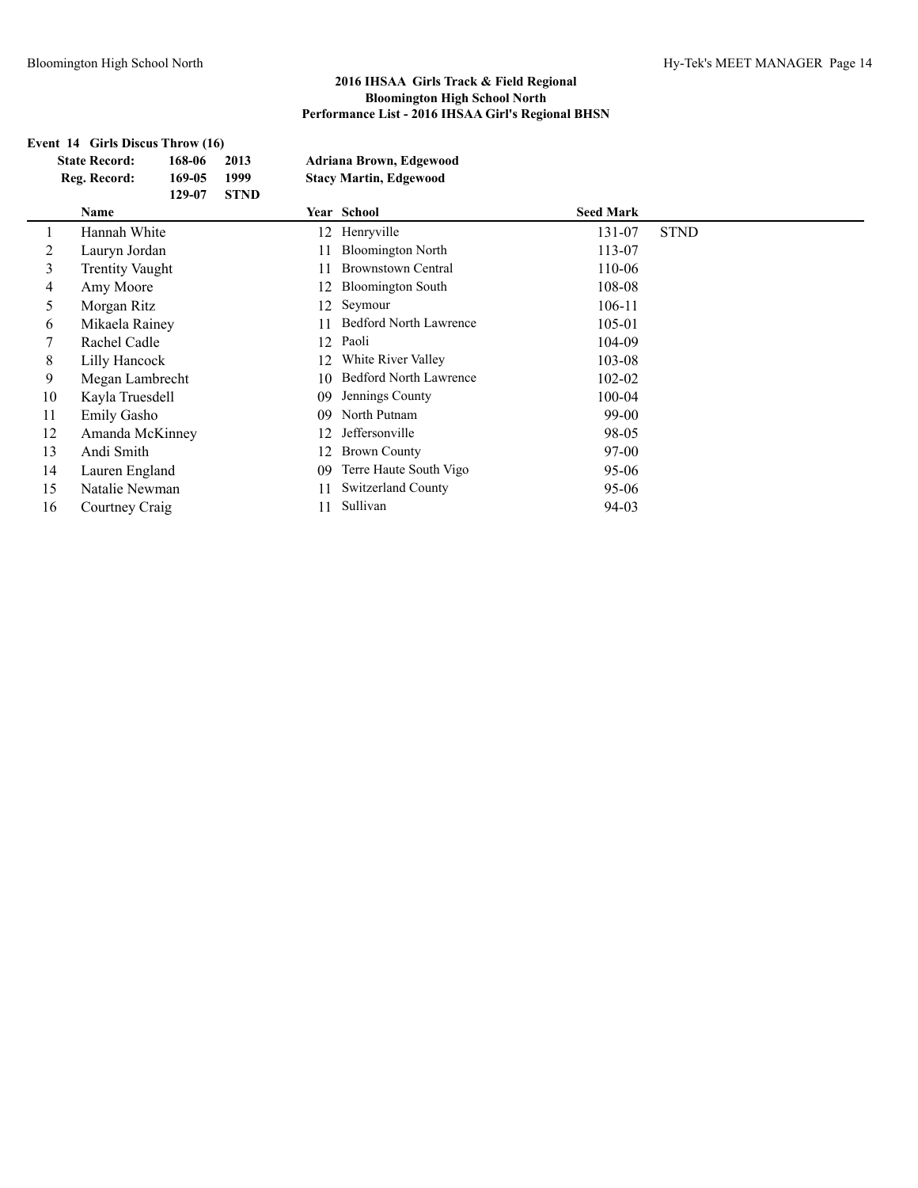## 2016 IHSAA Girls Track & Field Regional
## Bloomington High School North
## Performance List - 2016 IHSAA Girl's Regional BHSN

**Event 14 Girls Discus Throw (16)**

| | | | |
|---|---|---|---|
| **State Record:** | **168-06** | **2013** | **Adriana Brown, Edgewood** |
| **Reg. Record:** | **169-05** | **1999** | **Stacy Martin, Edgewood** |
| | **129-07** | **STND** | |

| | Name | Year | School | Seed Mark | |
|---|---|---|---|---|---|
| 1 | Hannah White | 12 | Henryville | 131-07 | STND |
| 2 | Lauryn Jordan | 11 | Bloomington North | 113-07 | |
| 3 | Trentity Vaught | 11 | Brownstown Central | 110-06 | |
| 4 | Amy Moore | 12 | Bloomington South | 108-08 | |
| 5 | Morgan Ritz | 12 | Seymour | 106-11 | |
| 6 | Mikaela Rainey | 11 | Bedford North Lawrence | 105-01 | |
| 7 | Rachel Cadle | 12 | Paoli | 104-09 | |
| 8 | Lilly Hancock | 12 | White River Valley | 103-08 | |
| 9 | Megan Lambrecht | 10 | Bedford North Lawrence | 102-02 | |
| 10 | Kayla Truesdell | 09 | Jennings County | 100-04 | |
| 11 | Emily Gasho | 09 | North Putnam | 99-00 | |
| 12 | Amanda McKinney | 12 | Jeffersonville | 98-05 | |
| 13 | Andi Smith | 12 | Brown County | 97-00 | |
| 14 | Lauren England | 09 | Terre Haute South Vigo | 95-06 | |
| 15 | Natalie Newman | 11 | Switzerland County | 95-06 | |
| 16 | Courtney Craig | 11 | Sullivan | 94-03 | |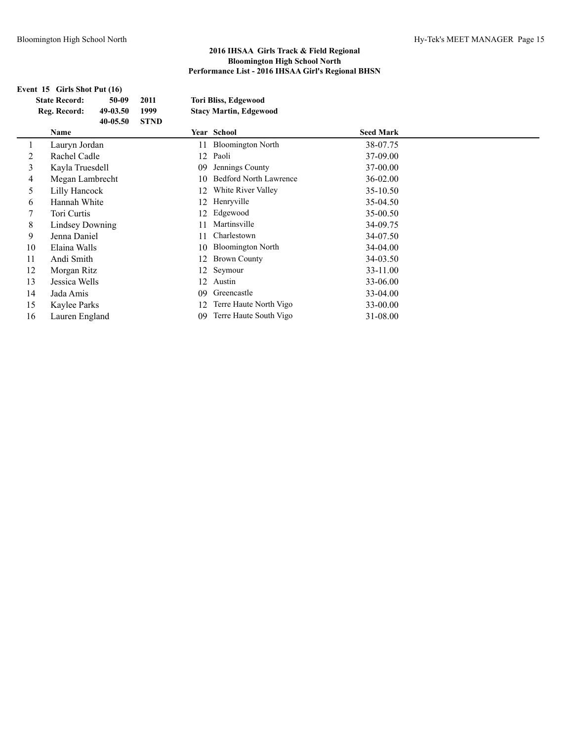**2016 IHSAA Girls Track & Field Regional**
**Bloomington High School North**
**Performance List - 2016 IHSAA Girl's Regional BHSN**

**Event 15 Girls Shot Put (16)**

| | | | |
|---|---|---|---|
| **State Record:** | 50-09 | 2011 | **Tori Bliss, Edgewood** |
| **Reg. Record:** | 49-03.50 | 1999 | **Stacy Martin, Edgewood** |
| | 40-05.50 | STND | |

| | Name | Year | School | Seed Mark |
|---|---|---|---|---|
| 1 | Lauryn Jordan | 11 | Bloomington North | 38-07.75 |
| 2 | Rachel Cadle | 12 | Paoli | 37-09.00 |
| 3 | Kayla Truesdell | 09 | Jennings County | 37-00.00 |
| 4 | Megan Lambrecht | 10 | Bedford North Lawrence | 36-02.00 |
| 5 | Lilly Hancock | 12 | White River Valley | 35-10.50 |
| 6 | Hannah White | 12 | Henryville | 35-04.50 |
| 7 | Tori Curtis | 12 | Edgewood | 35-00.50 |
| 8 | Lindsey Downing | 11 | Martinsville | 34-09.75 |
| 9 | Jenna Daniel | 11 | Charlestown | 34-07.50 |
| 10 | Elaina Walls | 10 | Bloomington North | 34-04.00 |
| 11 | Andi Smith | 12 | Brown County | 34-03.50 |
| 12 | Morgan Ritz | 12 | Seymour | 33-11.00 |
| 13 | Jessica Wells | 12 | Austin | 33-06.00 |
| 14 | Jada Amis | 09 | Greencastle | 33-04.00 |
| 15 | Kaylee Parks | 12 | Terre Haute North Vigo | 33-00.00 |
| 16 | Lauren England | 09 | Terre Haute South Vigo | 31-08.00 |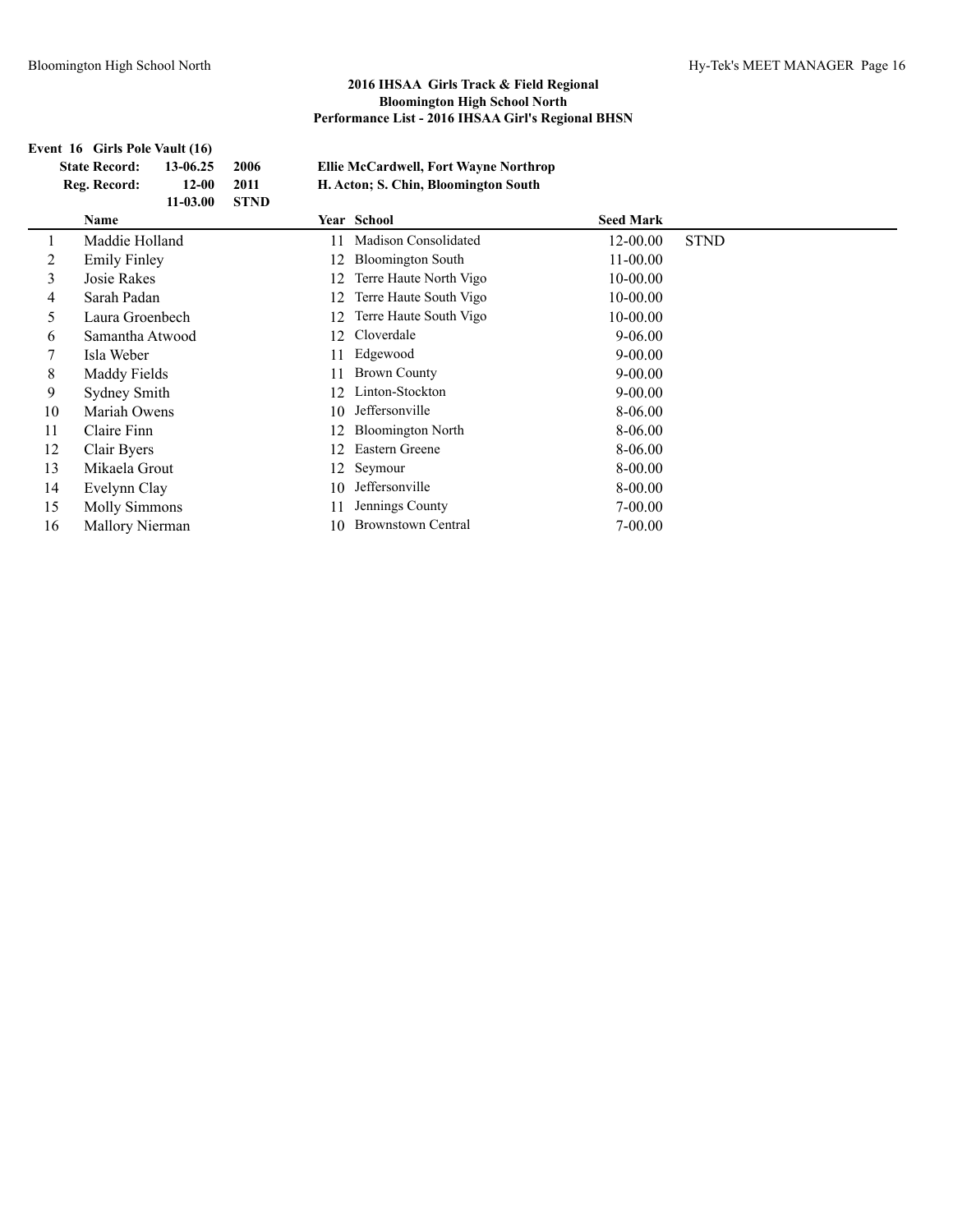## 2016 IHSAA Girls Track & Field Regional
## Bloomington High School North
## Performance List - 2016 IHSAA Girl's Regional BHSN

**Event 16 Girls Pole Vault (16)**

| | | | |
|---|---|---|---|
| **State Record:** | **13-06.25** | **2006** | **Ellie McCardwell, Fort Wayne Northrop** |
| **Reg. Record:** | **12-00** | **2011** | **H. Acton; S. Chin, Bloomington South** |
| | **11-03.00** | **STND** | |

| | Name | Year | School | Seed Mark | |
|---|---|---|---|---|---|
| 1 | Maddie Holland | 11 | Madison Consolidated | 12-00.00 | STND |
| 2 | Emily Finley | 12 | Bloomington South | 11-00.00 | |
| 3 | Josie Rakes | 12 | Terre Haute North Vigo | 10-00.00 | |
| 4 | Sarah Padan | 12 | Terre Haute South Vigo | 10-00.00 | |
| 5 | Laura Groenbech | 12 | Terre Haute South Vigo | 10-00.00 | |
| 6 | Samantha Atwood | 12 | Cloverdale | 9-06.00 | |
| 7 | Isla Weber | 11 | Edgewood | 9-00.00 | |
| 8 | Maddy Fields | 11 | Brown County | 9-00.00 | |
| 9 | Sydney Smith | 12 | Linton-Stockton | 9-00.00 | |
| 10 | Mariah Owens | 10 | Jeffersonville | 8-06.00 | |
| 11 | Claire Finn | 12 | Bloomington North | 8-06.00 | |
| 12 | Clair Byers | 12 | Eastern Greene | 8-06.00 | |
| 13 | Mikaela Grout | 12 | Seymour | 8-00.00 | |
| 14 | Evelynn Clay | 10 | Jeffersonville | 8-00.00 | |
| 15 | Molly Simmons | 11 | Jennings County | 7-00.00 | |
| 16 | Mallory Nierman | 10 | Brownstown Central | 7-00.00 | |